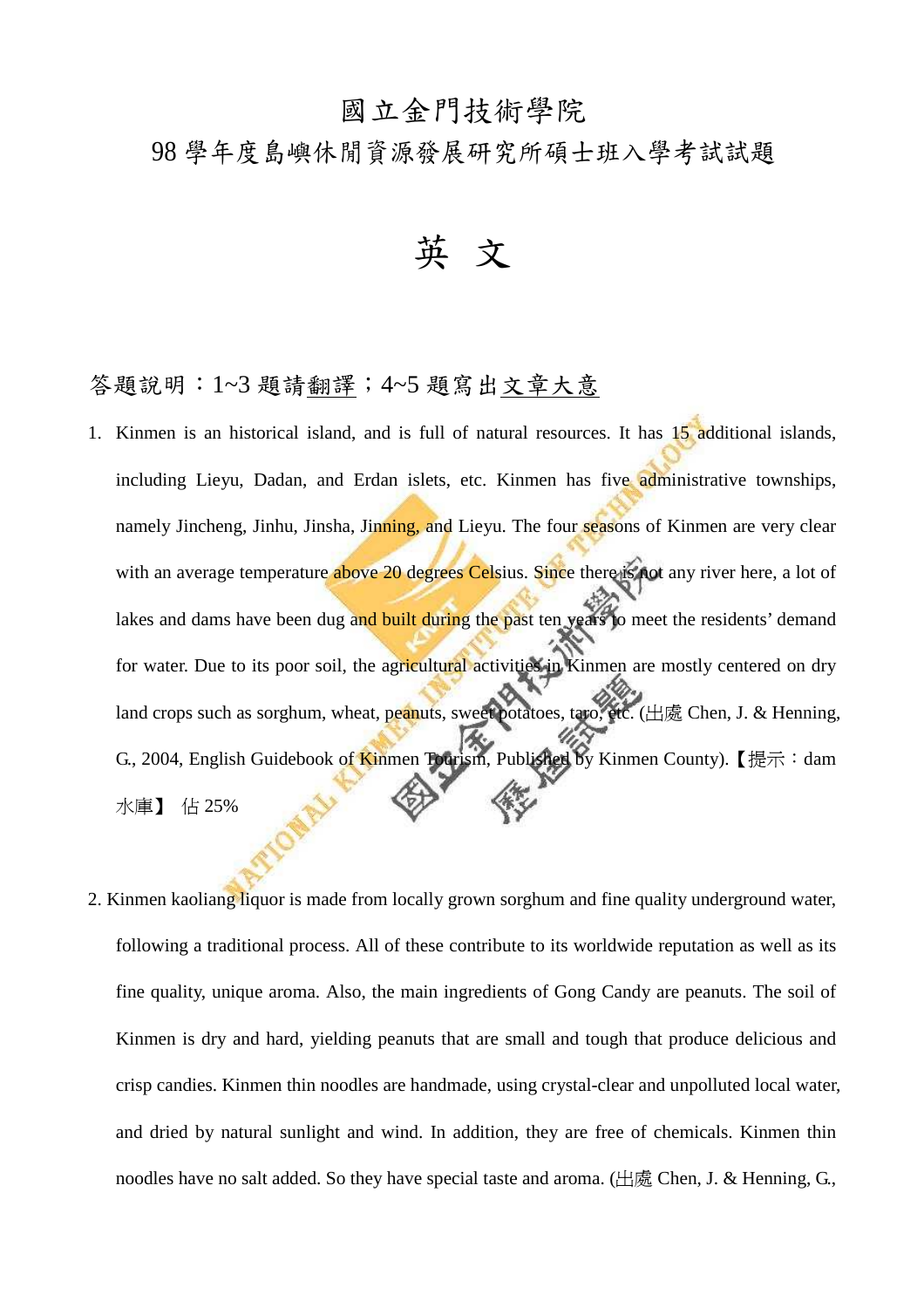# 國立金門技術學院

## 98學年度島嶼休閒資源發展研究所碩士班入學考試試題

# 英　文

答題說明：1~3題請翻譯；4~5題寫出文章大意

1. Kinmen is an historical island, and is full of natural resources. It has 15 additional islands, including Lieyu, Dadan, and Erdan islets, etc. Kinmen has five administrative townships, namely Jincheng, Jinhu, Jinsha, Jinning, and Lieyu. The four seasons of Kinmen are very clear with an average temperature above 20 degrees Celsius. Since there is not any river here, a lot of lakes and dams have been dug and built during the past ten years to meet the residents' demand for water. Due to its poor soil, the agricultural activities in Kinmen are mostly centered on dry land crops such as sorghum, wheat, peanuts, sweet potatoes, taro, etc. (出處 Chen, J. & Henning, G., 2004, English Guidebook of Kinmen Tourism, Published by Kinmen County).【提示：dam 水庫】 佔25%

2. Kinmen kaoliang liquor is made from locally grown sorghum and fine quality underground water, following a traditional process. All of these contribute to its worldwide reputation as well as its fine quality, unique aroma. Also, the main ingredients of Gong Candy are peanuts. The soil of Kinmen is dry and hard, yielding peanuts that are small and tough that produce delicious and crisp candies. Kinmen thin noodles are handmade, using crystal-clear and unpolluted local water, and dried by natural sunlight and wind. In addition, they are free of chemicals. Kinmen thin noodles have no salt added. So they have special taste and aroma. (出處 Chen, J. & Henning, G.,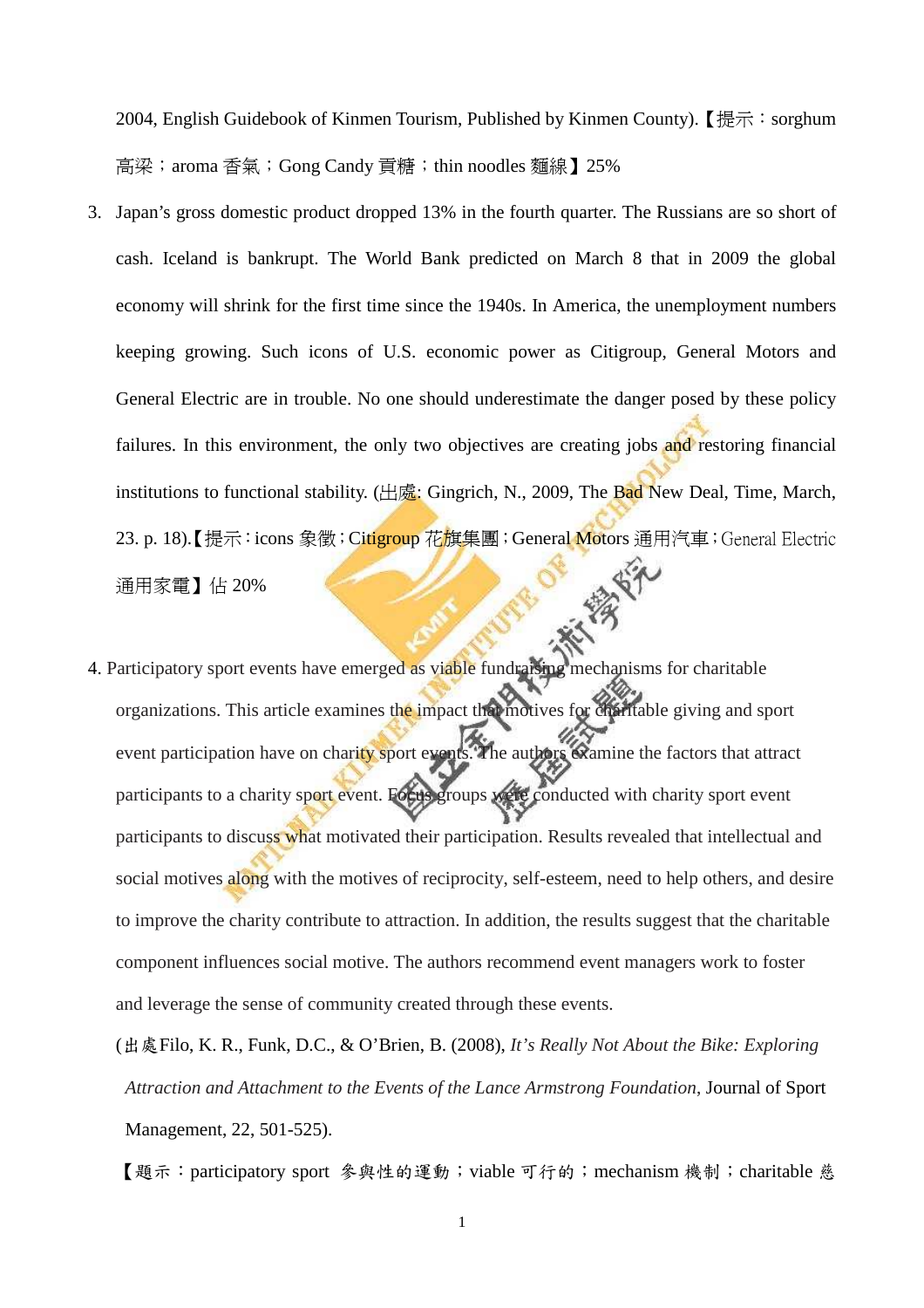2004, English Guidebook of Kinmen Tourism, Published by Kinmen County).【提示：sorghum 高粱；aroma 香氣；Gong Candy 貢糖；thin noodles 麵線】25%

3. Japan's gross domestic product dropped 13% in the fourth quarter. The Russians are so short of cash. Iceland is bankrupt. The World Bank predicted on March 8 that in 2009 the global economy will shrink for the first time since the 1940s. In America, the unemployment numbers keeping growing. Such icons of U.S. economic power as Citigroup, General Motors and General Electric are in trouble. No one should underestimate the danger posed by these policy failures. In this environment, the only two objectives are creating jobs and restoring financial institutions to functional stability. (出處: Gingrich, N., 2009, The Bad New Deal, Time, March, 23. p. 18).【提示：icons 象徵；Citigroup 花旗集團；General Motors 通用汽車；General Electric 通用家電】佔 20%

4. Participatory sport events have emerged as viable fundraising mechanisms for charitable organizations. This article examines the impact that motives for charitable giving and sport event participation have on charity sport events. The authors examine the factors that attract participants to a charity sport event. Focus groups were conducted with charity sport event participants to discuss what motivated their participation. Results revealed that intellectual and social motives along with the motives of reciprocity, self-esteem, need to help others, and desire to improve the charity contribute to attraction. In addition, the results suggest that the charitable component influences social motive. The authors recommend event managers work to foster and leverage the sense of community created through these events.

   (出處 Filo, K. R., Funk, D.C., & O'Brien, B. (2008), *It's Really Not About the Bike: Exploring Attraction and Attachment to the Events of the Lance Armstrong Foundation*, Journal of Sport Management, 22, 501-525).

   【題示：participatory sport 參與性的運動；viable 可行的；mechanism 機制；charitable 慈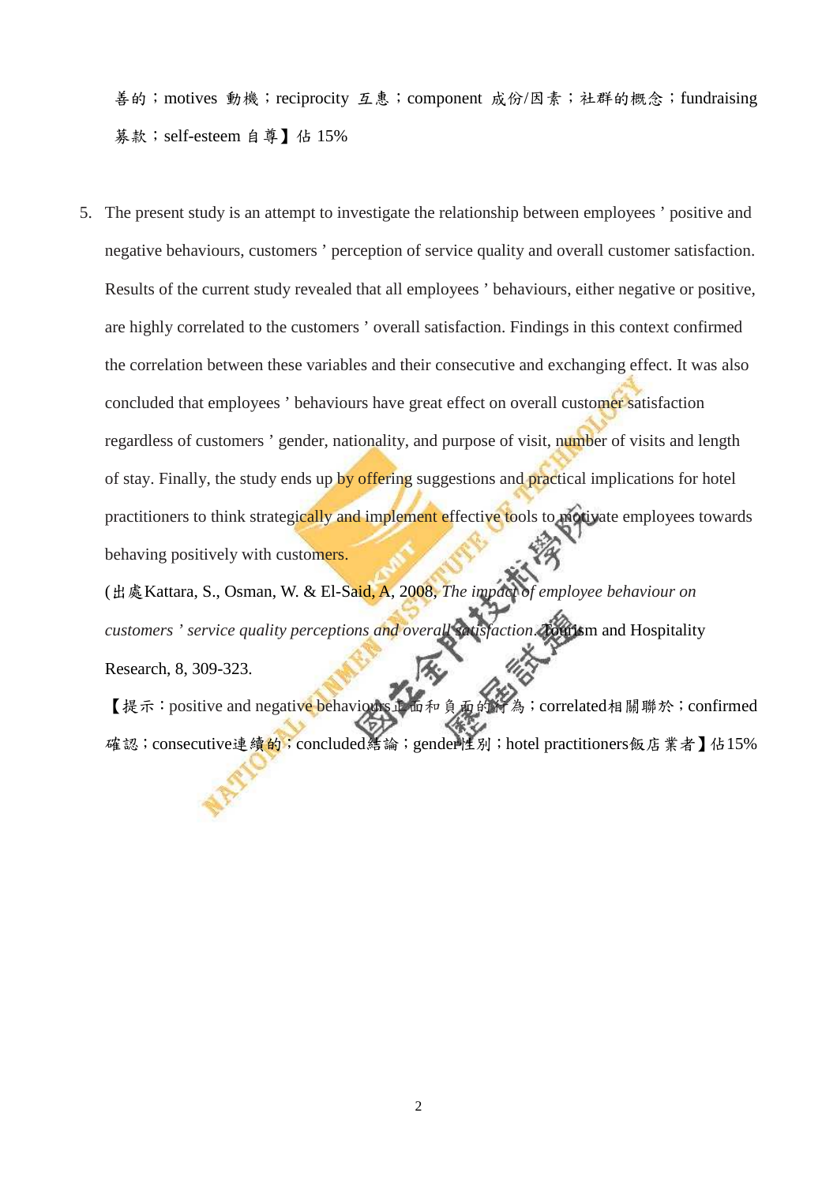善的；motives 動機；reciprocity 互惠；component 成份/因素；社群的概念；fundraising 募款；self-esteem 自尊】佔 15%

5. The present study is an attempt to investigate the relationship between employees ’ positive and negative behaviours, customers ’ perception of service quality and overall customer satisfaction. Results of the current study revealed that all employees ’ behaviours, either negative or positive, are highly correlated to the customers ’ overall satisfaction. Findings in this context confirmed the correlation between these variables and their consecutive and exchanging effect. It was also concluded that employees ’ behaviours have great effect on overall customer satisfaction regardless of customers ’ gender, nationality, and purpose of visit, number of visits and length of stay. Finally, the study ends up by offering suggestions and practical implications for hotel practitioners to think strategically and implement effective tools to motivate employees towards behaving positively with customers.

   (出處Kattara, S., Osman, W. & El-Said, A, 2008, *The impact of employee behaviour on customers ’ service quality perceptions and overall satisfaction.* Tourism and Hospitality Research, 8, 309-323.

   【提示：positive and negative behaviours正面和負面的行為；correlated相關聯於；confirmed 確認；consecutive連續的；concluded結論；gender性別；hotel practitioners飯店業者】佔15%